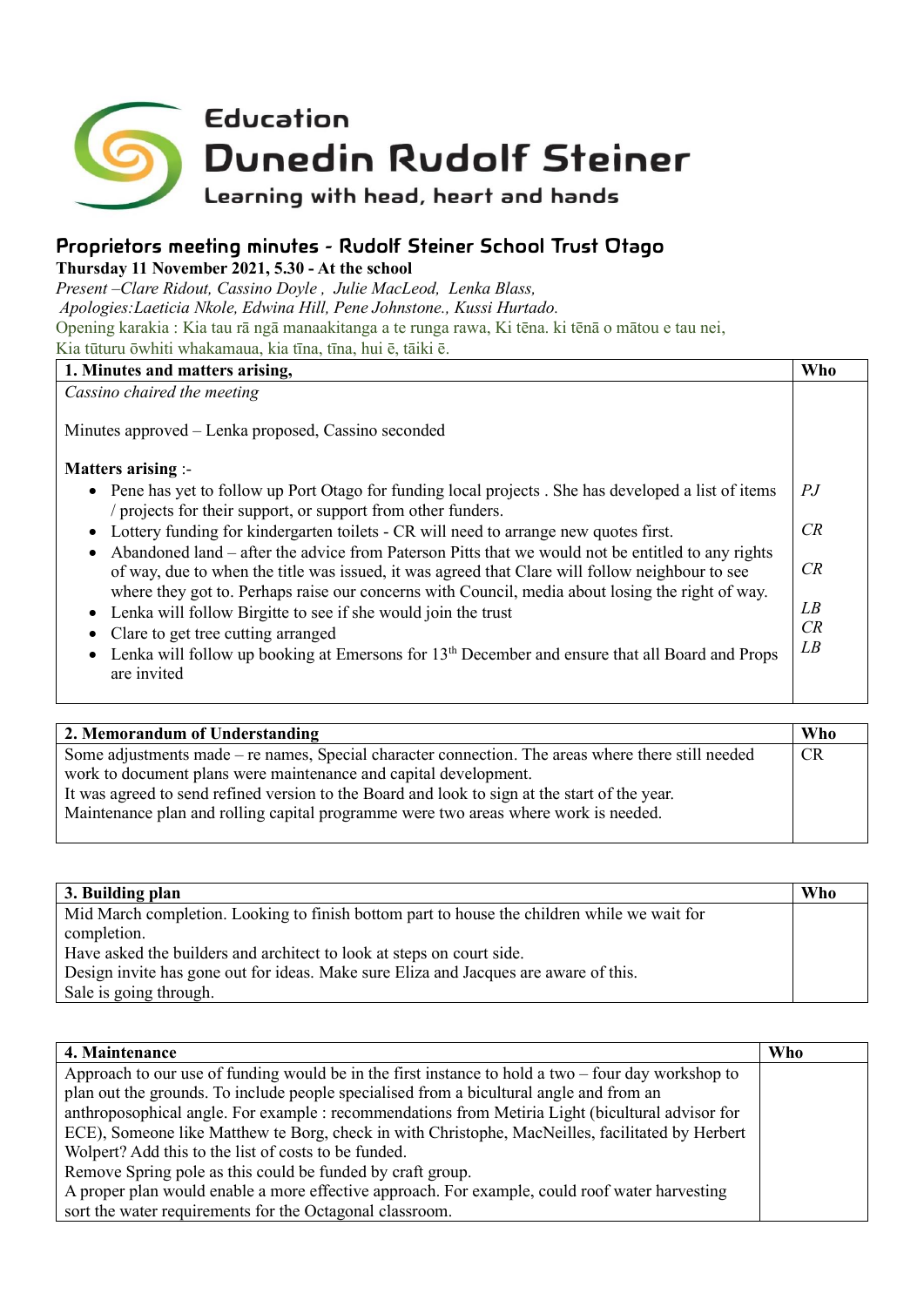Education

# Dunedin Rudolf Steiner

Learning with head, heart and hands

## Proprietors meeting minutes - Rudolf Steiner School Trust Otago

**Thursday 11 November 2021, 5.30 - At the school**

*Present –Clare Ridout, Cassino Doyle , Julie MacLeod, Lenka Blass,*

*Apologies:Laeticia Nkole, Edwina Hill, Pene Johnstone., Kussi Hurtado.*

Opening karakia : Kia tau rā ngā manaakitanga a te runga rawa, Ki tēna. ki tēnā o mātou e tau nei, Kia tūturu ōwhiti whakamaua, kia tīna, tīna, hui ē, tāiki ē.

| 1. Minutes and matters arising, | Who |
|---|---|
| *Cassino chaired the meeting* | |
| Minutes approved – Lenka proposed, Cassino seconded | |
| **Matters arising** :- | |
| • Pene has yet to follow up Port Otago for funding local projects . She has developed a list of items / projects for their support, or support from other funders. | *PJ* |
| • Lottery funding for kindergarten toilets - CR will need to arrange new quotes first. | *CR* |
| • Abandoned land – after the advice from Paterson Pitts that we would not be entitled to any rights of way, due to when the title was issued, it was agreed that Clare will follow neighbour to see where they got to. Perhaps raise our concerns with Council, media about losing the right of way. | *CR* |
| • Lenka will follow Birgitte to see if she would join the trust | *LB* |
| • Clare to get tree cutting arranged | *CR* |
| • Lenka will follow up booking at Emersons for 13th December and ensure that all Board and Props are invited | *LB* |

| 2. Memorandum of Understanding | Who |
|---|---|
| Some adjustments made – re names, Special character connection. The areas where there still needed work to document plans were maintenance and capital development.<br>It was agreed to send refined version to the Board and look to sign at the start of the year.<br>Maintenance plan and rolling capital programme were two areas where work is needed. | CR |

| 3. Building plan | Who |
|---|---|
| Mid March completion. Looking to finish bottom part to house the children while we wait for completion.<br>Have asked the builders and architect to look at steps on court side.<br>Design invite has gone out for ideas. Make sure Eliza and Jacques are aware of this.<br>Sale is going through. | |

| 4. Maintenance | Who |
|---|---|
| Approach to our use of funding would be in the first instance to hold a two – four day workshop to plan out the grounds. To include people specialised from a bicultural angle and from an anthroposophical angle. For example : recommendations from Metiria Light (bicultural advisor for ECE), Someone like Matthew te Borg, check in with Christophe, MacNeilles, facilitated by Herbert Wolpert? Add this to the list of costs to be funded.<br>Remove Spring pole as this could be funded by craft group.<br>A proper plan would enable a more effective approach. For example, could roof water harvesting sort the water requirements for the Octagonal classroom. | |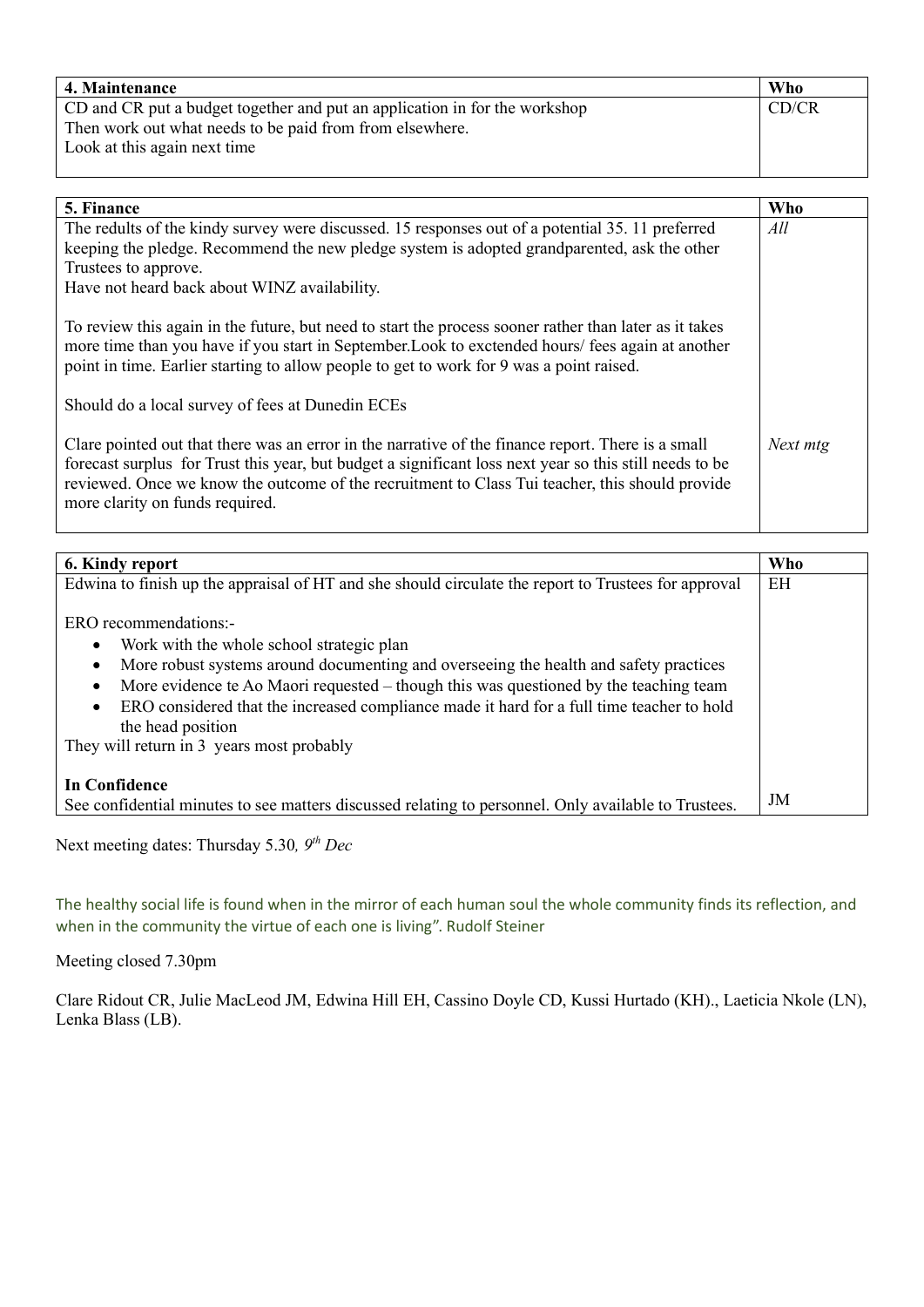| 4. Maintenance | Who |
| --- | --- |
| CD and CR put a budget together and put an application in for the workshop<br>Then work out what needs to be paid from from elsewhere.<br>Look at this again next time | CD/CR |

| 5. Finance | Who |
| --- | --- |
| The redults of the kindy survey were discussed. 15 responses out of a potential 35. 11 preferred keeping the pledge. Recommend the new pledge system is adopted grandparented, ask the other Trustees to approve.<br>Have not heard back about WINZ availability.<br><br>To review this again in the future, but need to start the process sooner rather than later as it takes more time than you have if you start in September.Look to exctended hours/ fees again at another point in time. Earlier starting to allow people to get to work for 9 was a point raised.<br><br>Should do a local survey of fees at Dunedin ECEs | *All* |
| Clare pointed out that there was an error in the narrative of the finance report. There is a small forecast surplus for Trust this year, but budget a significant loss next year so this still needs to be reviewed. Once we know the outcome of the recruitment to Class Tui teacher, this should provide more clarity on funds required. | *Next mtg* |

| 6. Kindy report | Who |
| --- | --- |
| Edwina to finish up the appraisal of HT and she should circulate the report to Trustees for approval<br><br>ERO recommendations:-<br>• Work with the whole school strategic plan<br>• More robust systems around documenting and overseeing the health and safety practices<br>• More evidence te Ao Maori requested – though this was questioned by the teaching team<br>• ERO considered that the increased compliance made it hard for a full time teacher to hold the head position<br>They will return in 3 years most probably | EH |
| **In Confidence**<br>See confidential minutes to see matters discussed relating to personnel. Only available to Trustees. | JM |

Next meeting dates: Thursday 5.30*, 9th Dec*

The healthy social life is found when in the mirror of each human soul the whole community finds its reflection, and when in the community the virtue of each one is living". Rudolf Steiner

Meeting closed 7.30pm

Clare Ridout CR, Julie MacLeod JM, Edwina Hill EH, Cassino Doyle CD, Kussi Hurtado (KH)., Laeticia Nkole (LN), Lenka Blass (LB).